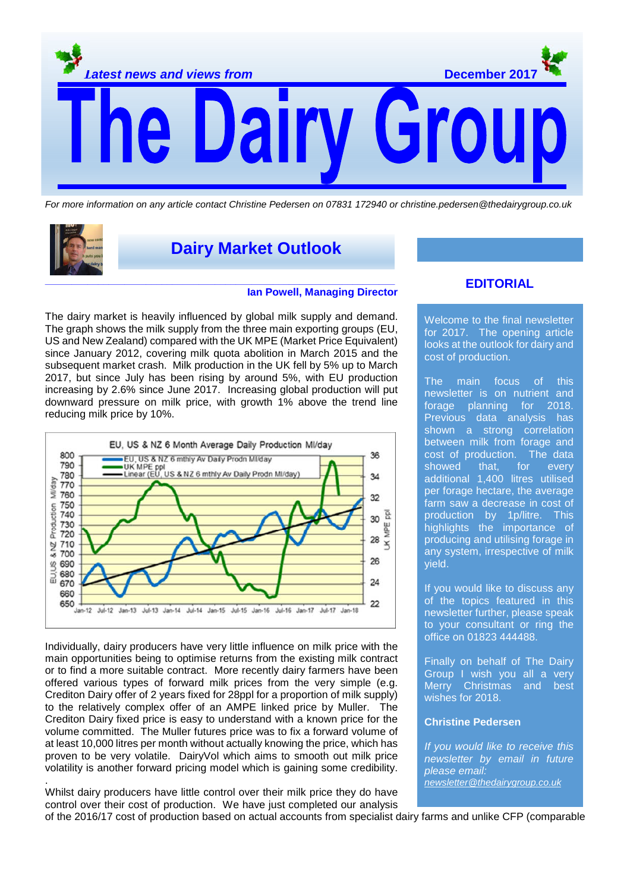*Latest news and views from* **December 2017**

# The Dairy Group

*For more information on any article contact Christine Pedersen on 07831 172940 or christine.pedersen@thedairygroup.co.uk*

## Dairy Market Outlook

**Ian Powell, Managing Director**

The dairy market is heavily influenced by global milk supply and demand. The graph shows the milk supply from the three main exporting groups (EU, US and New Zealand) compared with the UK MPE (Market Price Equivalent) since January 2012, covering milk quota abolition in March 2015 and the subsequent market crash. Milk production in the UK fell by 5% up to March 2017, but since July has been rising by around 5%, with EU production increasing by 2.6% since June 2017. Increasing global production will put downward pressure on milk price, with growth 1% above the trend line reducing milk price by 10%.

EU, US & NZ 6 Month Average Daily Production Ml/day

Individually, dairy producers have very little influence on milk price with the main opportunities being to optimise returns from the existing milk contract or to find a more suitable contract. More recently dairy farmers have been offered various types of forward milk prices from the very simple (e.g. Crediton Dairy offer of 2 years fixed for 28ppl for a proportion of milk supply) to the relatively complex offer of an AMPE linked price by Muller. The Crediton Dairy fixed price is easy to understand with a known price for the volume committed. The Muller futures price was to fix a forward volume of at least 10,000 litres per month without actually knowing the price, which has proven to be very volatile. DairyVol which aims to smooth out milk price volatility is another forward pricing model which is gaining some credibility.

Whilst dairy producers have little control over their milk price they do have control over their cost of production. We have just completed our analysis of the 2016/17 cost of production based on actual accounts from specialist dairy farms and unlike CFP (comparable

### EDITORIAL

Welcome to the final newsletter for 2017. The opening article looks at the outlook for dairy and cost of production.

The main focus of this newsletter is on nutrient and forage planning for 2018. Previous data analysis has shown a strong correlation between milk from forage and cost of production. The data showed that, for every additional 1,400 litres utilised per forage hectare, the average farm saw a decrease in cost of production by 1p/litre. This highlights the importance of producing and utilising forage in any system, irrespective of milk yield.

If you would like to discuss any of the topics featured in this newsletter further, please speak to your consultant or ring the office on 01823 444488.

Finally on behalf of The Dairy Group I wish you all a very Merry Christmas and best wishes for 2018.

**Christine Pedersen**

*If you would like to receive this newsletter by email in future please email: newsletter@thedairygroup.co.uk*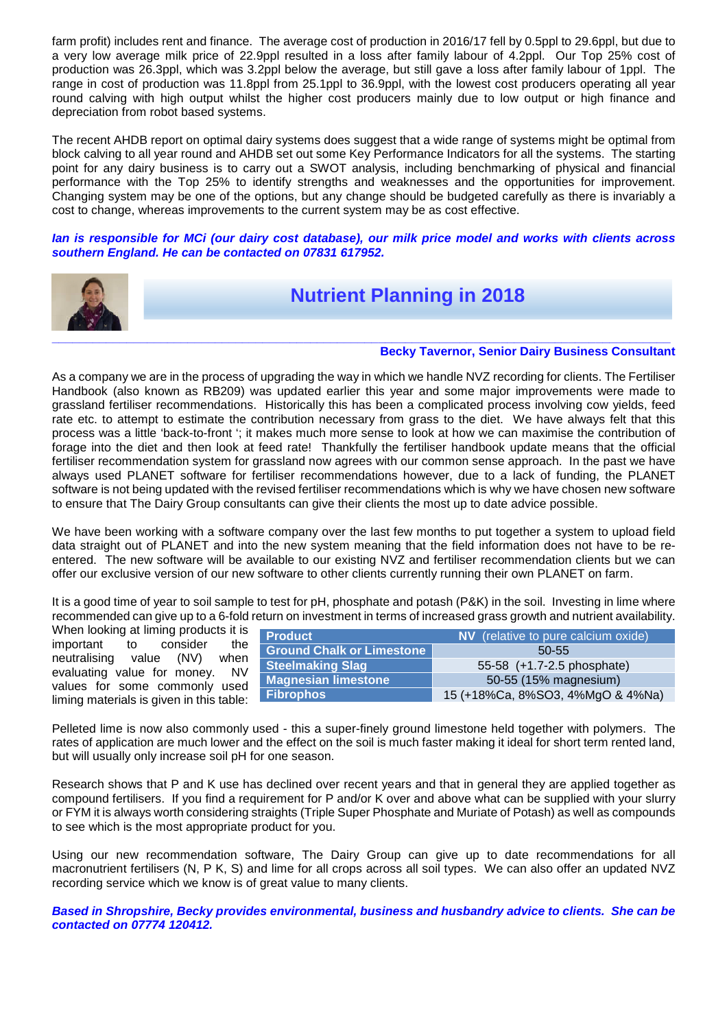farm profit) includes rent and finance. The average cost of production in 2016/17 fell by 0.5ppl to 29.6ppl, but due to a very low average milk price of 22.9ppl resulted in a loss after family labour of 4.2ppl. Our Top 25% cost of production was 26.3ppl, which was 3.2ppl below the average, but still gave a loss after family labour of 1ppl. The range in cost of production was 11.8ppl from 25.1ppl to 36.9ppl, with the lowest cost producers operating all year round calving with high output whilst the higher cost producers mainly due to low output or high finance and depreciation from robot based systems.

The recent AHDB report on optimal dairy systems does suggest that a wide range of systems might be optimal from block calving to all year round and AHDB set out some Key Performance Indicators for all the systems. The starting point for any dairy business is to carry out a SWOT analysis, including benchmarking of physical and financial performance with the Top 25% to identify strengths and weaknesses and the opportunities for improvement. Changing system may be one of the options, but any change should be budgeted carefully as there is invariably a cost to change, whereas improvements to the current system may be as cost effective.

***Ian is responsible for MCi (our dairy cost database), our milk price model and works with clients across southern England. He can be contacted on 07831 617952.***

## Nutrient Planning in 2018

**Becky Tavernor, Senior Dairy Business Consultant**

As a company we are in the process of upgrading the way in which we handle NVZ recording for clients. The Fertiliser Handbook (also known as RB209) was updated earlier this year and some major improvements were made to grassland fertiliser recommendations. Historically this has been a complicated process involving cow yields, feed rate etc. to attempt to estimate the contribution necessary from grass to the diet. We have always felt that this process was a little 'back-to-front '; it makes much more sense to look at how we can maximise the contribution of forage into the diet and then look at feed rate! Thankfully the fertiliser handbook update means that the official fertiliser recommendation system for grassland now agrees with our common sense approach. In the past we have always used PLANET software for fertiliser recommendations however, due to a lack of funding, the PLANET software is not being updated with the revised fertiliser recommendations which is why we have chosen new software to ensure that The Dairy Group consultants can give their clients the most up to date advice possible.

We have been working with a software company over the last few months to put together a system to upload field data straight out of PLANET and into the new system meaning that the field information does not have to be re-entered. The new software will be available to our existing NVZ and fertiliser recommendation clients but we can offer our exclusive version of our new software to other clients currently running their own PLANET on farm.

It is a good time of year to soil sample to test for pH, phosphate and potash (P&K) in the soil. Investing in lime where recommended can give up to a 6-fold return on investment in terms of increased grass growth and nutrient availability. When looking at liming products it is important to consider the neutralising value (NV) when evaluating value for money. NV values for some commonly used liming materials is given in this table:

| Product | NV (relative to pure calcium oxide) |
|---|---|
| Ground Chalk or Limestone | 50-55 |
| Steelmaking Slag | 55-58 (+1.7-2.5 phosphate) |
| Magnesian limestone | 50-55 (15% magnesium) |
| Fibrophos | 15 (+18%Ca, 8%SO3, 4%MgO & 4%Na) |

Pelleted lime is now also commonly used - this a super-finely ground limestone held together with polymers. The rates of application are much lower and the effect on the soil is much faster making it ideal for short term rented land, but will usually only increase soil pH for one season.

Research shows that P and K use has declined over recent years and that in general they are applied together as compound fertilisers. If you find a requirement for P and/or K over and above what can be supplied with your slurry or FYM it is always worth considering straights (Triple Super Phosphate and Muriate of Potash) as well as compounds to see which is the most appropriate product for you.

Using our new recommendation software, The Dairy Group can give up to date recommendations for all macronutrient fertilisers (N, P K, S) and lime for all crops across all soil types. We can also offer an updated NVZ recording service which we know is of great value to many clients.

***Based in Shropshire, Becky provides environmental, business and husbandry advice to clients. She can be contacted on 07774 120412.***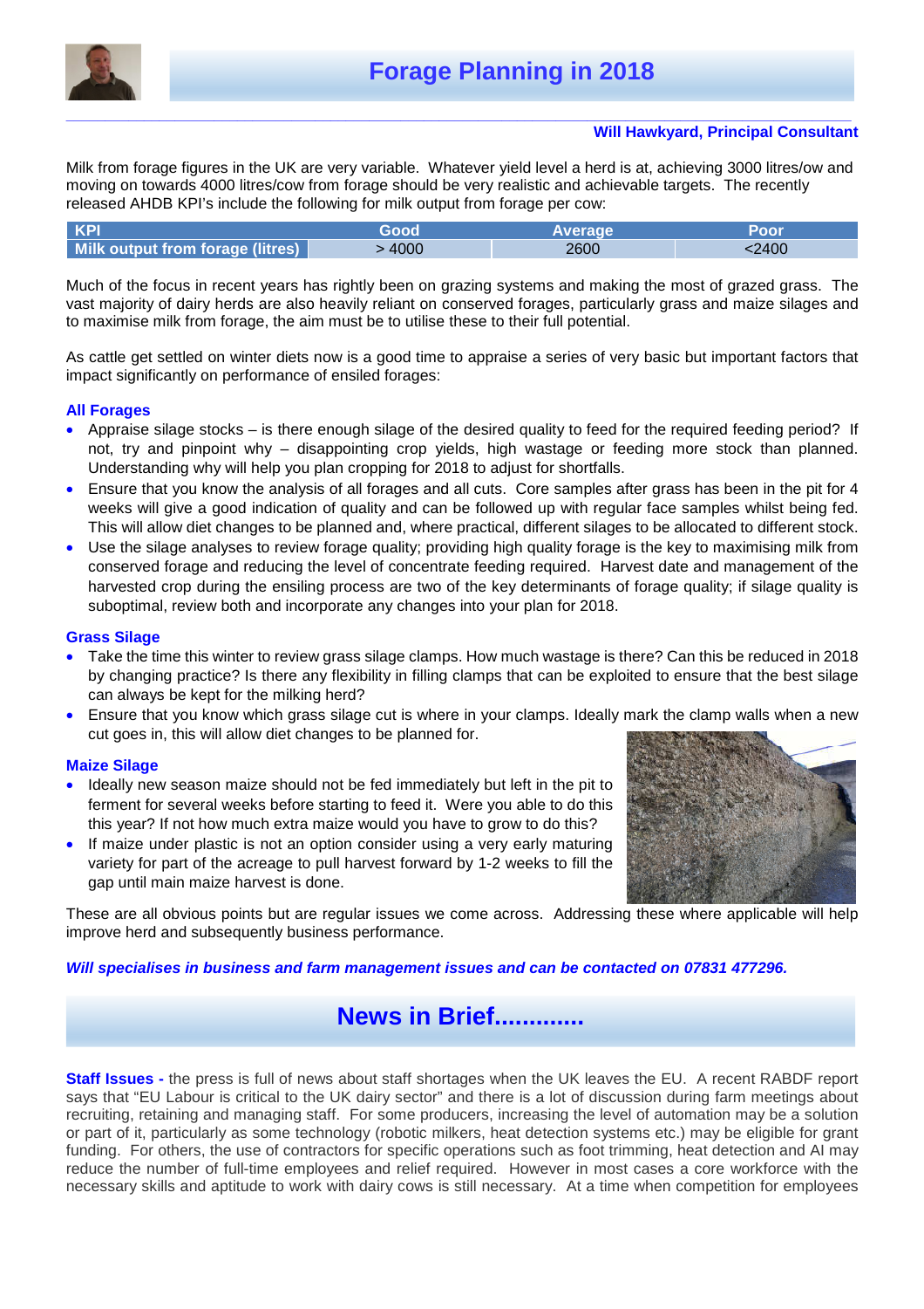# Forage Planning in 2018

**Will Hawkyard, Principal Consultant**

Milk from forage figures in the UK are very variable. Whatever yield level a herd is at, achieving 3000 litres/ow and moving on towards 4000 litres/cow from forage should be very realistic and achievable targets. The recently released AHDB KPI's include the following for milk output from forage per cow:

| KPI | Good | Average | Poor |
|---|---|---|---|
| Milk output from forage (litres) | > 4000 | 2600 | <2400 |

Much of the focus in recent years has rightly been on grazing systems and making the most of grazed grass. The vast majority of dairy herds are also heavily reliant on conserved forages, particularly grass and maize silages and to maximise milk from forage, the aim must be to utilise these to their full potential.

As cattle get settled on winter diets now is a good time to appraise a series of very basic but important factors that impact significantly on performance of ensiled forages:

### All Forages

- Appraise silage stocks – is there enough silage of the desired quality to feed for the required feeding period? If not, try and pinpoint why – disappointing crop yields, high wastage or feeding more stock than planned. Understanding why will help you plan cropping for 2018 to adjust for shortfalls.
- Ensure that you know the analysis of all forages and all cuts. Core samples after grass has been in the pit for 4 weeks will give a good indication of quality and can be followed up with regular face samples whilst being fed. This will allow diet changes to be planned and, where practical, different silages to be allocated to different stock.
- Use the silage analyses to review forage quality; providing high quality forage is the key to maximising milk from conserved forage and reducing the level of concentrate feeding required. Harvest date and management of the harvested crop during the ensiling process are two of the key determinants of forage quality; if silage quality is suboptimal, review both and incorporate any changes into your plan for 2018.

### Grass Silage

- Take the time this winter to review grass silage clamps. How much wastage is there? Can this be reduced in 2018 by changing practice? Is there any flexibility in filling clamps that can be exploited to ensure that the best silage can always be kept for the milking herd?
- Ensure that you know which grass silage cut is where in your clamps. Ideally mark the clamp walls when a new cut goes in, this will allow diet changes to be planned for.

### Maize Silage

- Ideally new season maize should not be fed immediately but left in the pit to ferment for several weeks before starting to feed it. Were you able to do this this year? If not how much extra maize would you have to grow to do this?
- If maize under plastic is not an option consider using a very early maturing variety for part of the acreage to pull harvest forward by 1-2 weeks to fill the gap until main maize harvest is done.

These are all obvious points but are regular issues we come across. Addressing these where applicable will help improve herd and subsequently business performance.

***Will specialises in business and farm management issues and can be contacted on 07831 477296.***

# News in Brief.............

**Staff Issues -** the press is full of news about staff shortages when the UK leaves the EU. A recent RABDF report says that "EU Labour is critical to the UK dairy sector" and there is a lot of discussion during farm meetings about recruiting, retaining and managing staff. For some producers, increasing the level of automation may be a solution or part of it, particularly as some technology (robotic milkers, heat detection systems etc.) may be eligible for grant funding. For others, the use of contractors for specific operations such as foot trimming, heat detection and AI may reduce the number of full-time employees and relief required. However in most cases a core workforce with the necessary skills and aptitude to work with dairy cows is still necessary. At a time when competition for employees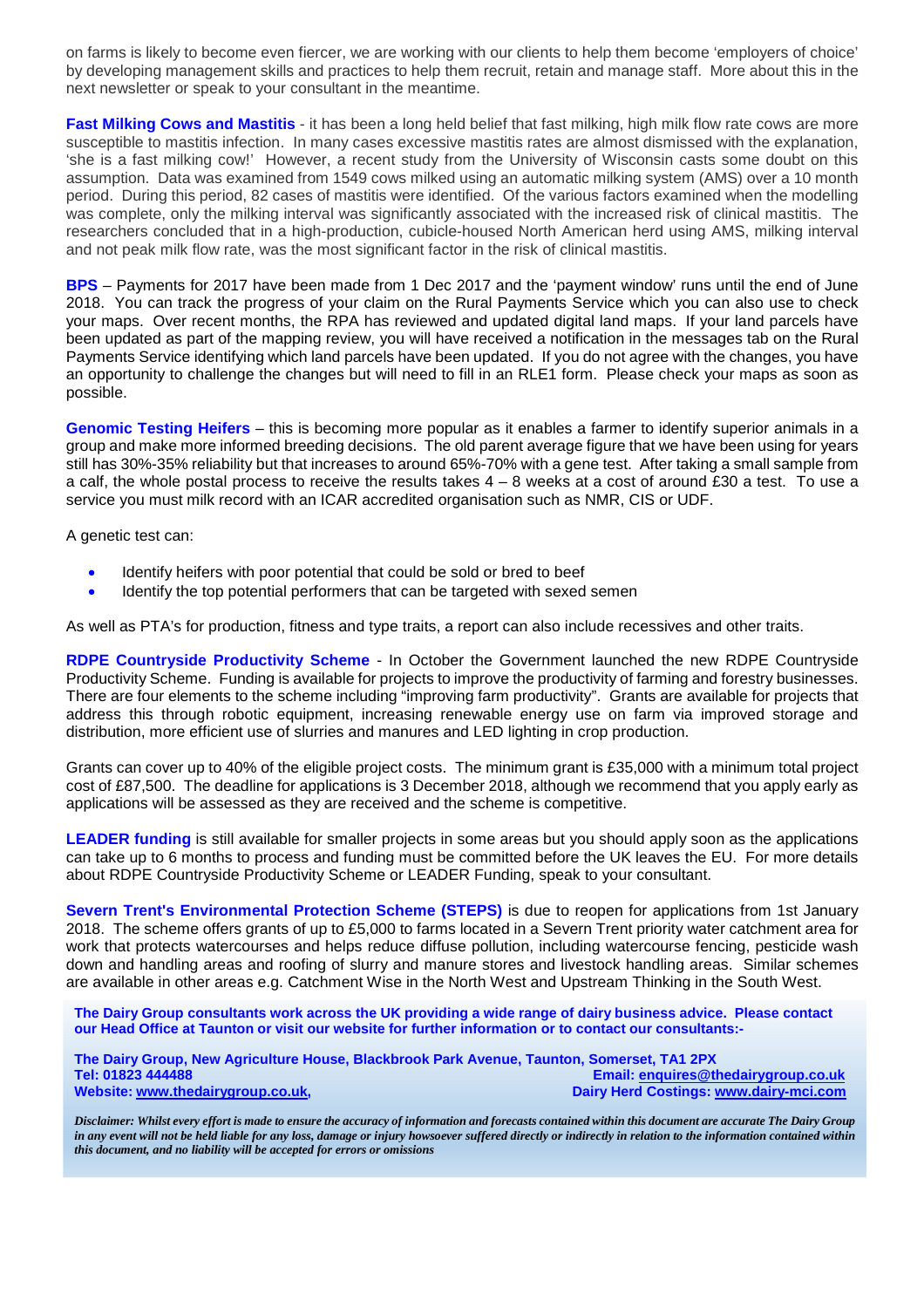on farms is likely to become even fiercer, we are working with our clients to help them become 'employers of choice' by developing management skills and practices to help them recruit, retain and manage staff. More about this in the next newsletter or speak to your consultant in the meantime.

**Fast Milking Cows and Mastitis** - it has been a long held belief that fast milking, high milk flow rate cows are more susceptible to mastitis infection. In many cases excessive mastitis rates are almost dismissed with the explanation, 'she is a fast milking cow!' However, a recent study from the University of Wisconsin casts some doubt on this assumption. Data was examined from 1549 cows milked using an automatic milking system (AMS) over a 10 month period. During this period, 82 cases of mastitis were identified. Of the various factors examined when the modelling was complete, only the milking interval was significantly associated with the increased risk of clinical mastitis. The researchers concluded that in a high-production, cubicle-housed North American herd using AMS, milking interval and not peak milk flow rate, was the most significant factor in the risk of clinical mastitis.

**BPS** – Payments for 2017 have been made from 1 Dec 2017 and the 'payment window' runs until the end of June 2018. You can track the progress of your claim on the Rural Payments Service which you can also use to check your maps. Over recent months, the RPA has reviewed and updated digital land maps. If your land parcels have been updated as part of the mapping review, you will have received a notification in the messages tab on the Rural Payments Service identifying which land parcels have been updated. If you do not agree with the changes, you have an opportunity to challenge the changes but will need to fill in an RLE1 form. Please check your maps as soon as possible.

**Genomic Testing Heifers** – this is becoming more popular as it enables a farmer to identify superior animals in a group and make more informed breeding decisions. The old parent average figure that we have been using for years still has 30%-35% reliability but that increases to around 65%-70% with a gene test. After taking a small sample from a calf, the whole postal process to receive the results takes 4 – 8 weeks at a cost of around £30 a test. To use a service you must milk record with an ICAR accredited organisation such as NMR, CIS or UDF.

A genetic test can:

- Identify heifers with poor potential that could be sold or bred to beef
- Identify the top potential performers that can be targeted with sexed semen

As well as PTA's for production, fitness and type traits, a report can also include recessives and other traits.

**RDPE Countryside Productivity Scheme** - In October the Government launched the new RDPE Countryside Productivity Scheme. Funding is available for projects to improve the productivity of farming and forestry businesses. There are four elements to the scheme including "improving farm productivity". Grants are available for projects that address this through robotic equipment, increasing renewable energy use on farm via improved storage and distribution, more efficient use of slurries and manures and LED lighting in crop production.

Grants can cover up to 40% of the eligible project costs. The minimum grant is £35,000 with a minimum total project cost of £87,500. The deadline for applications is 3 December 2018, although we recommend that you apply early as applications will be assessed as they are received and the scheme is competitive.

**LEADER funding** is still available for smaller projects in some areas but you should apply soon as the applications can take up to 6 months to process and funding must be committed before the UK leaves the EU. For more details about RDPE Countryside Productivity Scheme or LEADER Funding, speak to your consultant.

**Severn Trent's Environmental Protection Scheme (STEPS)** is due to reopen for applications from 1st January 2018. The scheme offers grants of up to £5,000 to farms located in a Severn Trent priority water catchment area for work that protects watercourses and helps reduce diffuse pollution, including watercourse fencing, pesticide wash down and handling areas and roofing of slurry and manure stores and livestock handling areas. Similar schemes are available in other areas e.g. Catchment Wise in the North West and Upstream Thinking in the South West.

**The Dairy Group consultants work across the UK providing a wide range of dairy business advice. Please contact our Head Office at Taunton or visit our website for further information or to contact our consultants:-**

**The Dairy Group, New Agriculture House, Blackbrook Park Avenue, Taunton, Somerset, TA1 2PX**
**Tel: 01823 444488** | **Email: enquires@thedairygroup.co.uk**
**Website: www.thedairygroup.co.uk,** | **Dairy Herd Costings: www.dairy-mci.com**

*Disclaimer: Whilst every effort is made to ensure the accuracy of information and forecasts contained within this document are accurate The Dairy Group in any event will not be held liable for any loss, damage or injury howsoever suffered directly or indirectly in relation to the information contained within this document, and no liability will be accepted for errors or omissions*